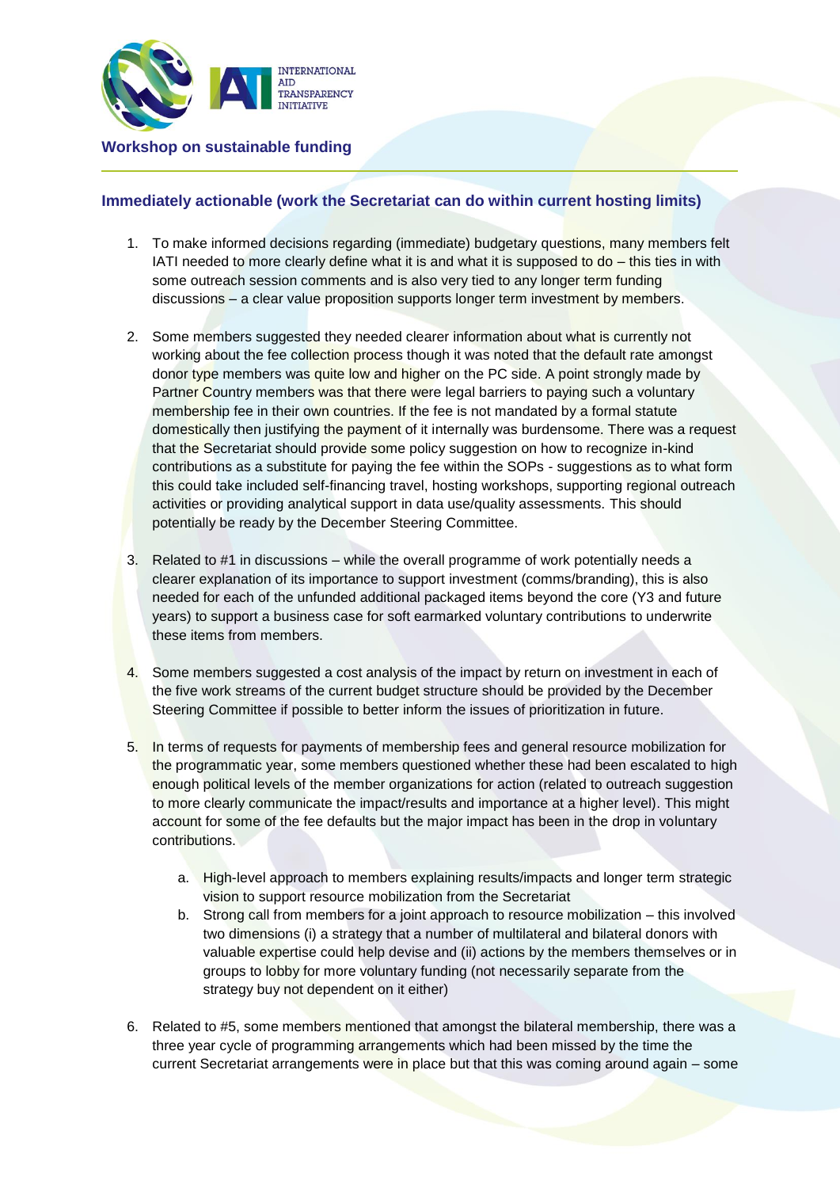## Workshop on sustainable funding

### Immediately actionable (work the Secretariat can do within current hosting limits)

1. To make informed decisions regarding (immediate) budgetary questions, many members felt IATI needed to more clearly define what it is and what it is supposed to do – this ties in with some outreach session comments and is also very tied to any longer term funding discussions – a clear value proposition supports longer term investment by members.

2. Some members suggested they needed clearer information about what is currently not working about the fee collection process though it was noted that the default rate amongst donor type members was quite low and higher on the PC side. A point strongly made by Partner Country members was that there were legal barriers to paying such a voluntary membership fee in their own countries. If the fee is not mandated by a formal statute domestically then justifying the payment of it internally was burdensome. There was a request that the Secretariat should provide some policy suggestion on how to recognize in-kind contributions as a substitute for paying the fee within the SOPs - suggestions as to what form this could take included self-financing travel, hosting workshops, supporting regional outreach activities or providing analytical support in data use/quality assessments. This should potentially be ready by the December Steering Committee.

3. Related to #1 in discussions – while the overall programme of work potentially needs a clearer explanation of its importance to support investment (comms/branding), this is also needed for each of the unfunded additional packaged items beyond the core (Y3 and future years) to support a business case for soft earmarked voluntary contributions to underwrite these items from members.

4. Some members suggested a cost analysis of the impact by return on investment in each of the five work streams of the current budget structure should be provided by the December Steering Committee if possible to better inform the issues of prioritization in future.

5. In terms of requests for payments of membership fees and general resource mobilization for the programmatic year, some members questioned whether these had been escalated to high enough political levels of the member organizations for action (related to outreach suggestion to more clearly communicate the impact/results and importance at a higher level). This might account for some of the fee defaults but the major impact has been in the drop in voluntary contributions.

    a. High-level approach to members explaining results/impacts and longer term strategic vision to support resource mobilization from the Secretariat
    b. Strong call from members for a joint approach to resource mobilization – this involved two dimensions (i) a strategy that a number of multilateral and bilateral donors with valuable expertise could help devise and (ii) actions by the members themselves or in groups to lobby for more voluntary funding (not necessarily separate from the strategy buy not dependent on it either)

6. Related to #5, some members mentioned that amongst the bilateral membership, there was a three year cycle of programming arrangements which had been missed by the time the current Secretariat arrangements were in place but that this was coming around again – some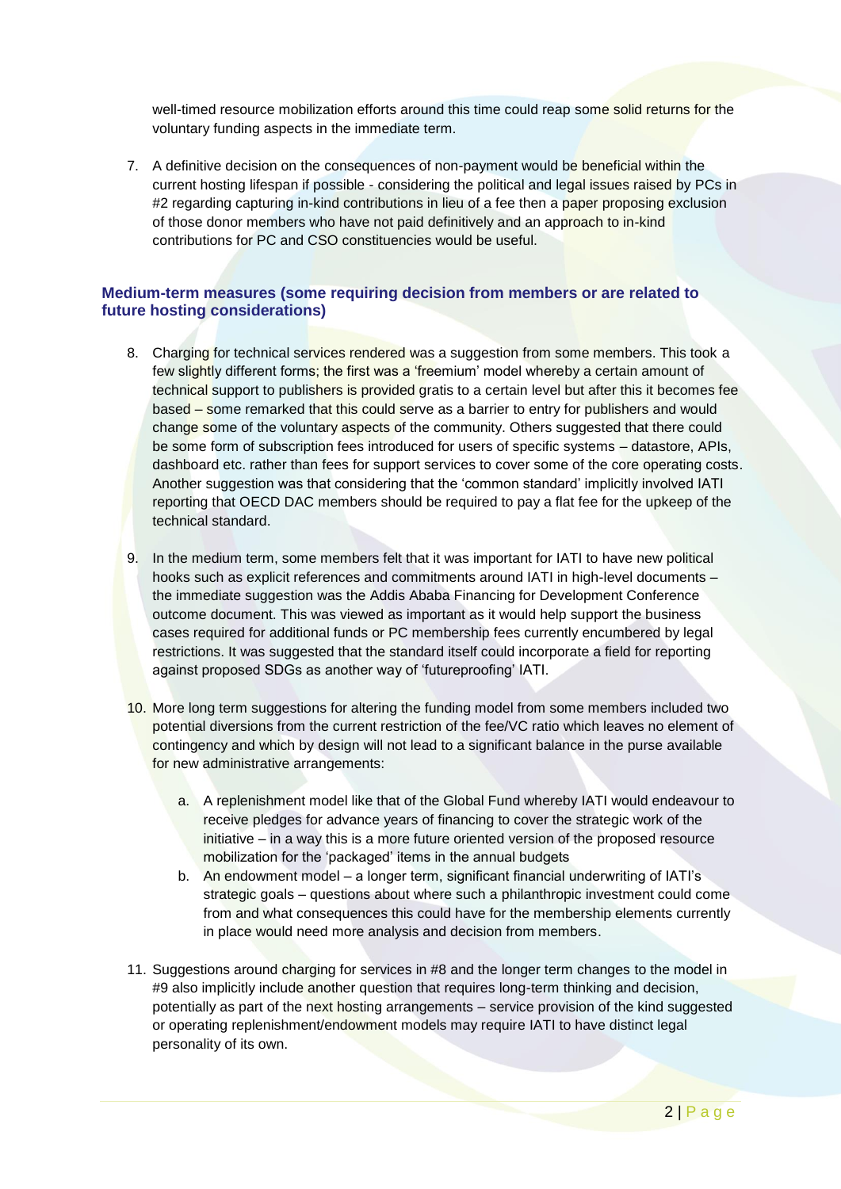well-timed resource mobilization efforts around this time could reap some solid returns for the voluntary funding aspects in the immediate term.

7. A definitive decision on the consequences of non-payment would be beneficial within the current hosting lifespan if possible - considering the political and legal issues raised by PCs in #2 regarding capturing in-kind contributions in lieu of a fee then a paper proposing exclusion of those donor members who have not paid definitively and an approach to in-kind contributions for PC and CSO constituencies would be useful.

### Medium-term measures (some requiring decision from members or are related to future hosting considerations)

8. Charging for technical services rendered was a suggestion from some members. This took a few slightly different forms; the first was a 'freemium' model whereby a certain amount of technical support to publishers is provided gratis to a certain level but after this it becomes fee based – some remarked that this could serve as a barrier to entry for publishers and would change some of the voluntary aspects of the community. Others suggested that there could be some form of subscription fees introduced for users of specific systems – datastore, APIs, dashboard etc. rather than fees for support services to cover some of the core operating costs. Another suggestion was that considering that the 'common standard' implicitly involved IATI reporting that OECD DAC members should be required to pay a flat fee for the upkeep of the technical standard.

9. In the medium term, some members felt that it was important for IATI to have new political hooks such as explicit references and commitments around IATI in high-level documents – the immediate suggestion was the Addis Ababa Financing for Development Conference outcome document. This was viewed as important as it would help support the business cases required for additional funds or PC membership fees currently encumbered by legal restrictions. It was suggested that the standard itself could incorporate a field for reporting against proposed SDGs as another way of 'futureproofing' IATI.

10. More long term suggestions for altering the funding model from some members included two potential diversions from the current restriction of the fee/VC ratio which leaves no element of contingency and which by design will not lead to a significant balance in the purse available for new administrative arrangements:

    a. A replenishment model like that of the Global Fund whereby IATI would endeavour to receive pledges for advance years of financing to cover the strategic work of the initiative – in a way this is a more future oriented version of the proposed resource mobilization for the 'packaged' items in the annual budgets
    b. An endowment model – a longer term, significant financial underwriting of IATI's strategic goals – questions about where such a philanthropic investment could come from and what consequences this could have for the membership elements currently in place would need more analysis and decision from members.

11. Suggestions around charging for services in #8 and the longer term changes to the model in #9 also implicitly include another question that requires long-term thinking and decision, potentially as part of the next hosting arrangements – service provision of the kind suggested or operating replenishment/endowment models may require IATI to have distinct legal personality of its own.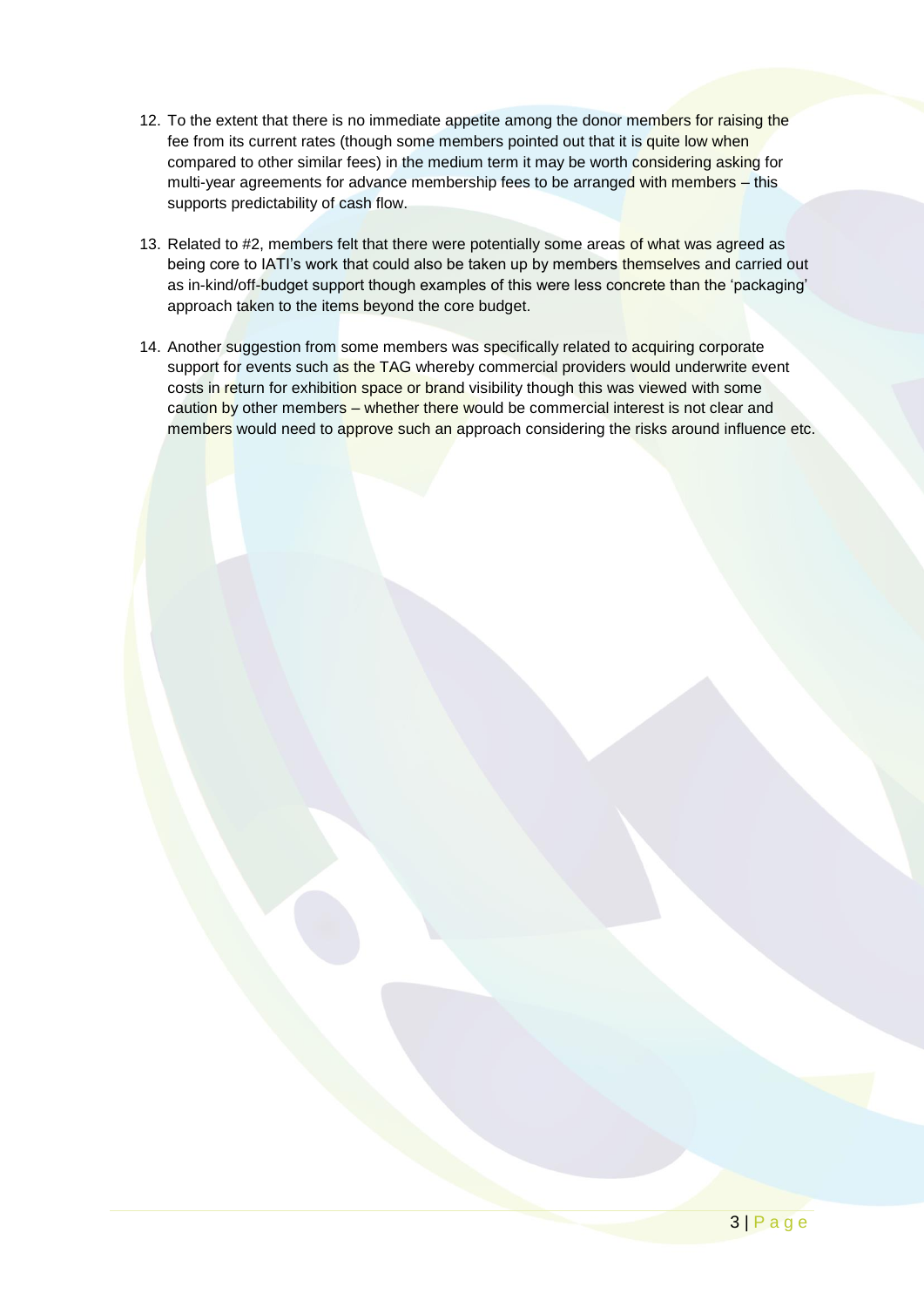12. To the extent that there is no immediate appetite among the donor members for raising the fee from its current rates (though some members pointed out that it is quite low when compared to other similar fees) in the medium term it may be worth considering asking for multi-year agreements for advance membership fees to be arranged with members – this supports predictability of cash flow.

13. Related to #2, members felt that there were potentially some areas of what was agreed as being core to IATI's work that could also be taken up by members themselves and carried out as in-kind/off-budget support though examples of this were less concrete than the 'packaging' approach taken to the items beyond the core budget.

14. Another suggestion from some members was specifically related to acquiring corporate support for events such as the TAG whereby commercial providers would underwrite event costs in return for exhibition space or brand visibility though this was viewed with some caution by other members – whether there would be commercial interest is not clear and members would need to approve such an approach considering the risks around influence etc.